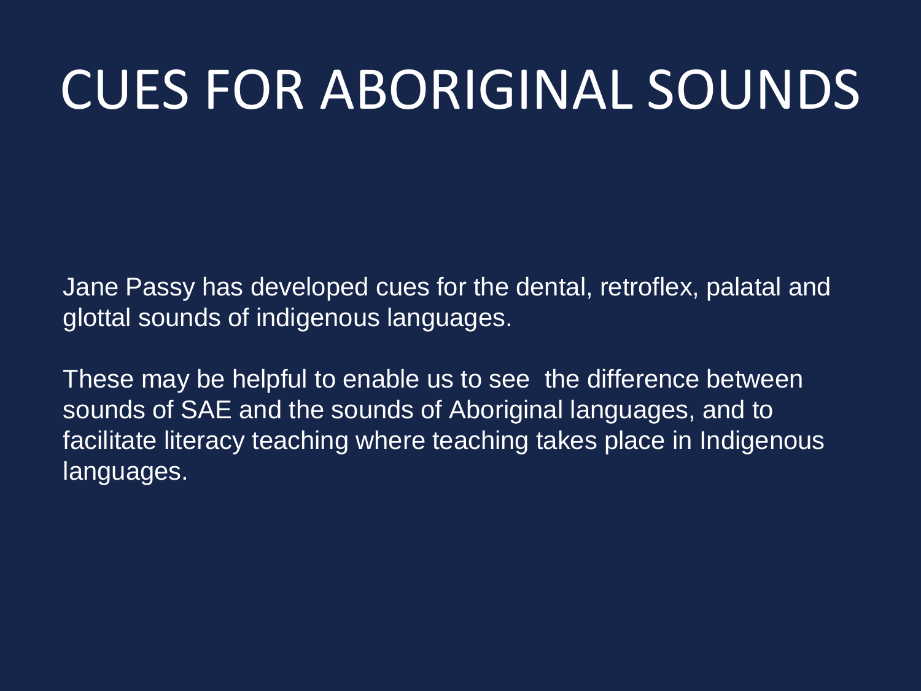# CUES FOR ABORIGINAL SOUNDS

Jane Passy has developed cues for the dental, retroflex, palatal and glottal sounds of indigenous languages.

These may be helpful to enable us to see the difference between sounds of SAE and the sounds of Aboriginal languages, and to facilitate literacy teaching where teaching takes place in Indigenous languages.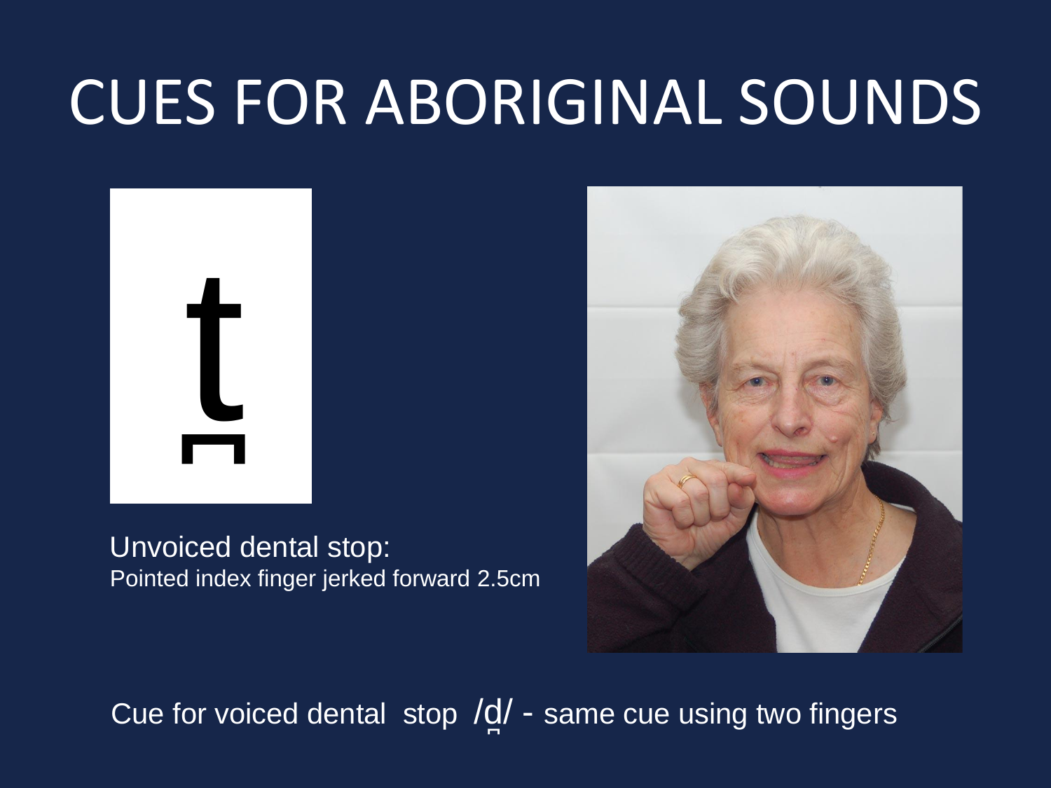# CUES FOR ABORIGINAL SOUNDS

t̪

Unvoiced dental stop:
Pointed index finger jerked forward 2.5cm

Cue for voiced dental stop /d̪/ - same cue using two fingers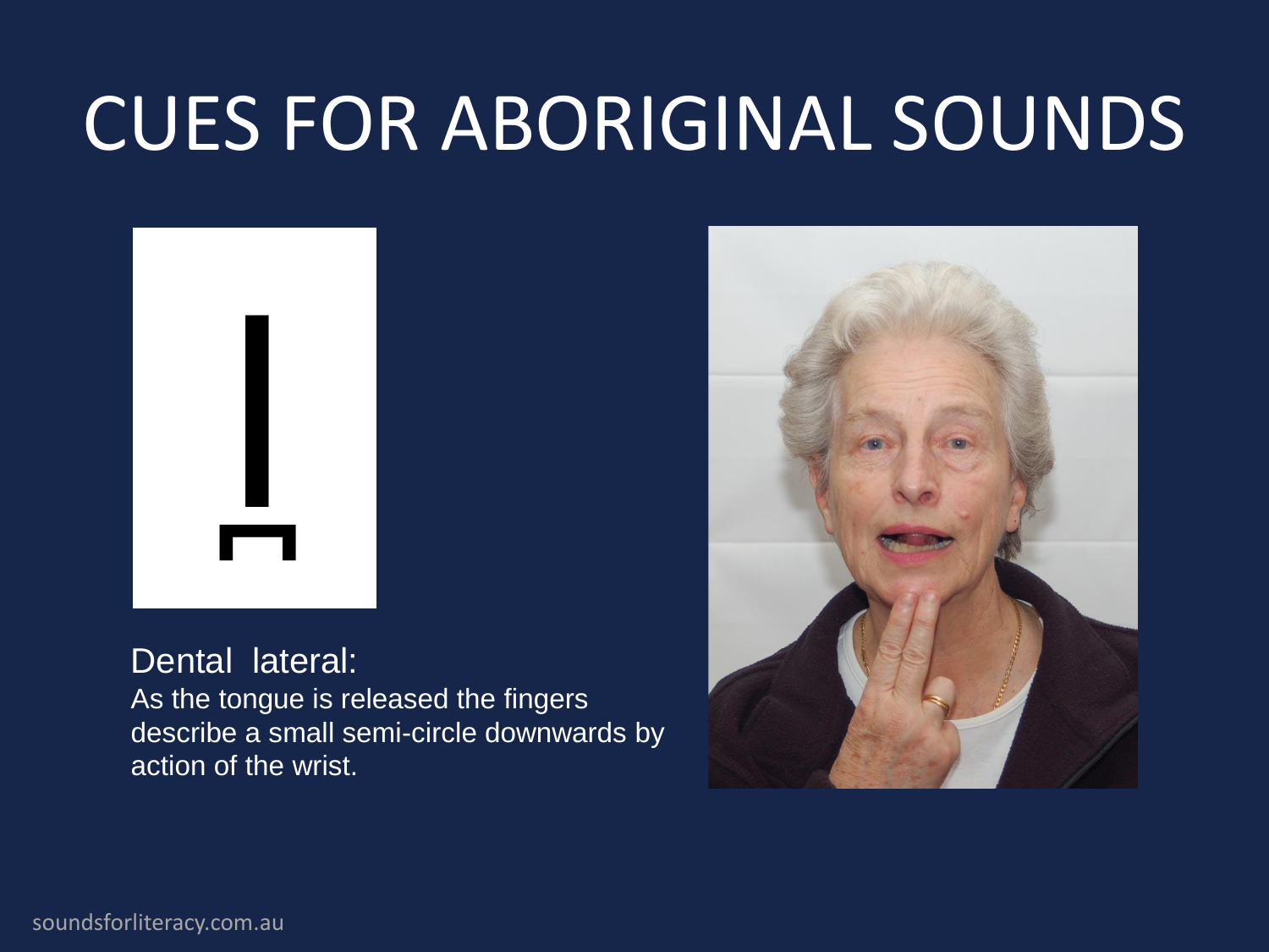# CUES FOR ABORIGINAL SOUNDS

l̪

Dental lateral:

As the tongue is released the fingers describe a small semi-circle downwards by action of the wrist.

soundsforliteracy.com.au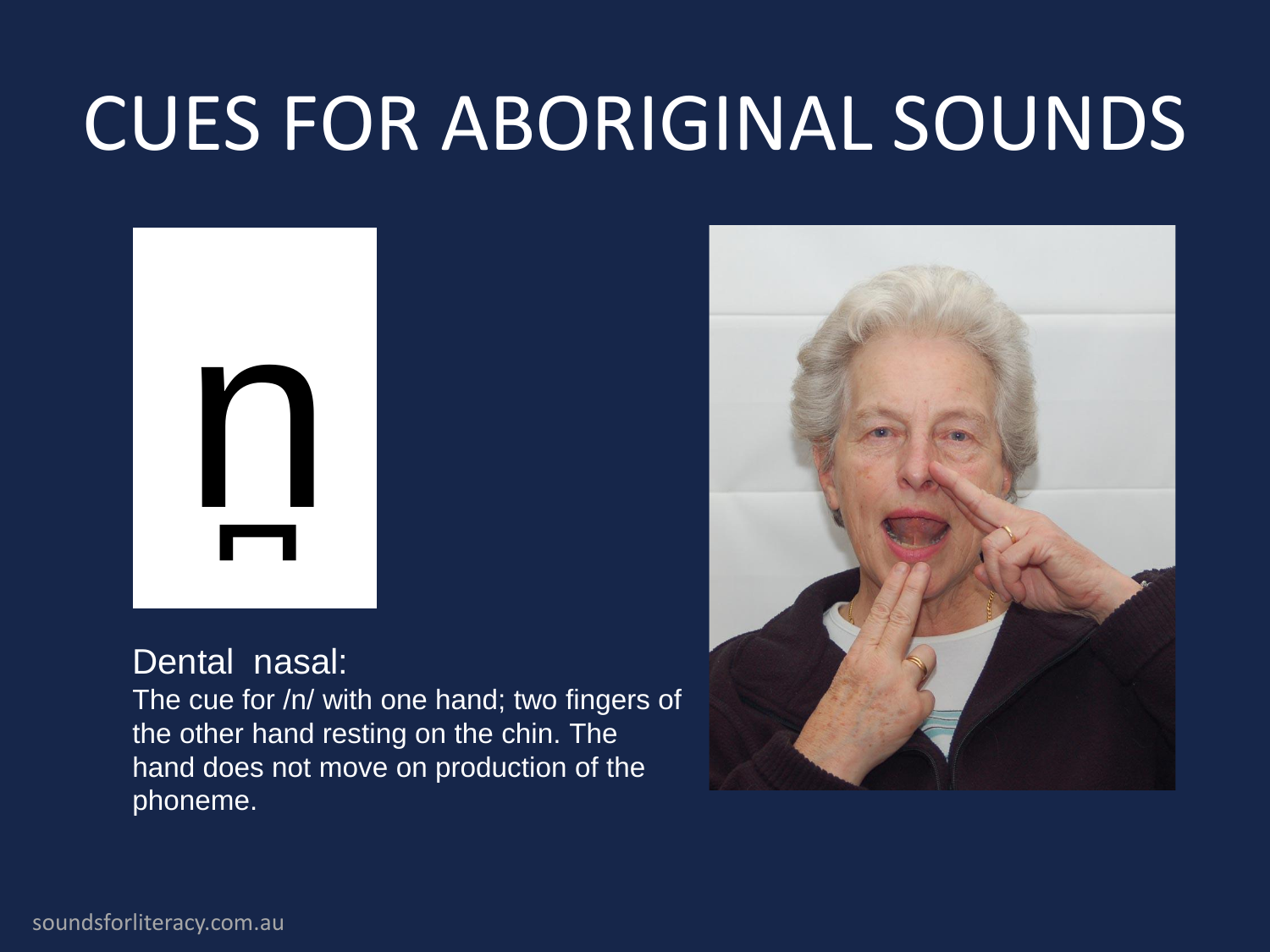# CUES FOR ABORIGINAL SOUNDS

n̪

Dental nasal:

The cue for /n/ with one hand; two fingers of the other hand resting on the chin. The hand does not move on production of the phoneme.

soundsforliteracy.com.au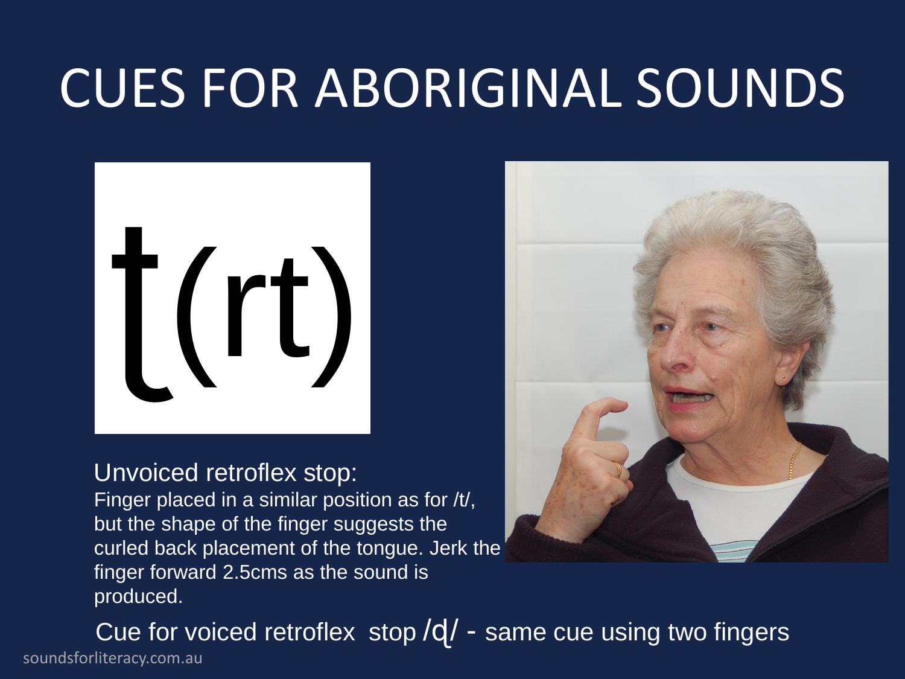# CUES FOR ABORIGINAL SOUNDS

ʈ(rt)

Unvoiced retroflex stop:
Finger placed in a similar position as for /t/, but the shape of the finger suggests the curled back placement of the tongue. Jerk the finger forward 2.5cms as the sound is produced.

Cue for voiced retroflex stop /ɖ/ - same cue using two fingers

soundsforliteracy.com.au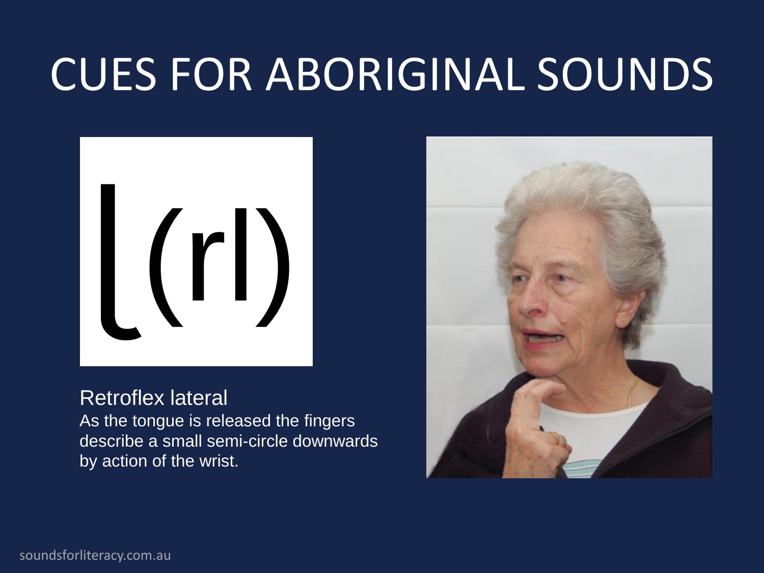# CUES FOR ABORIGINAL SOUNDS

ɭ (rl)

Retroflex lateral

As the tongue is released the fingers describe a small semi-circle downwards by action of the wrist.

soundsforliteracy.com.au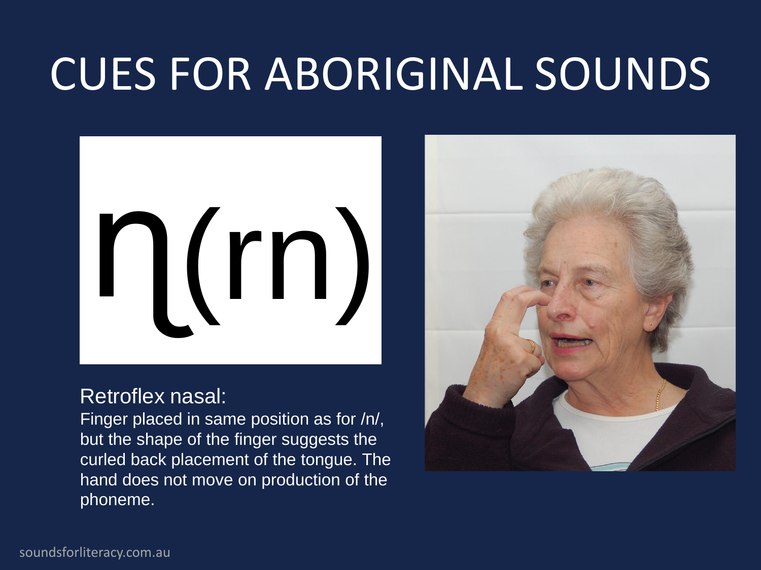# CUES FOR ABORIGINAL SOUNDS

ɳ(rn)

Retroflex nasal:

Finger placed in same position as for /n/, but the shape of the finger suggests the curled back placement of the tongue. The hand does not move on production of the phoneme.

soundsforliteracy.com.au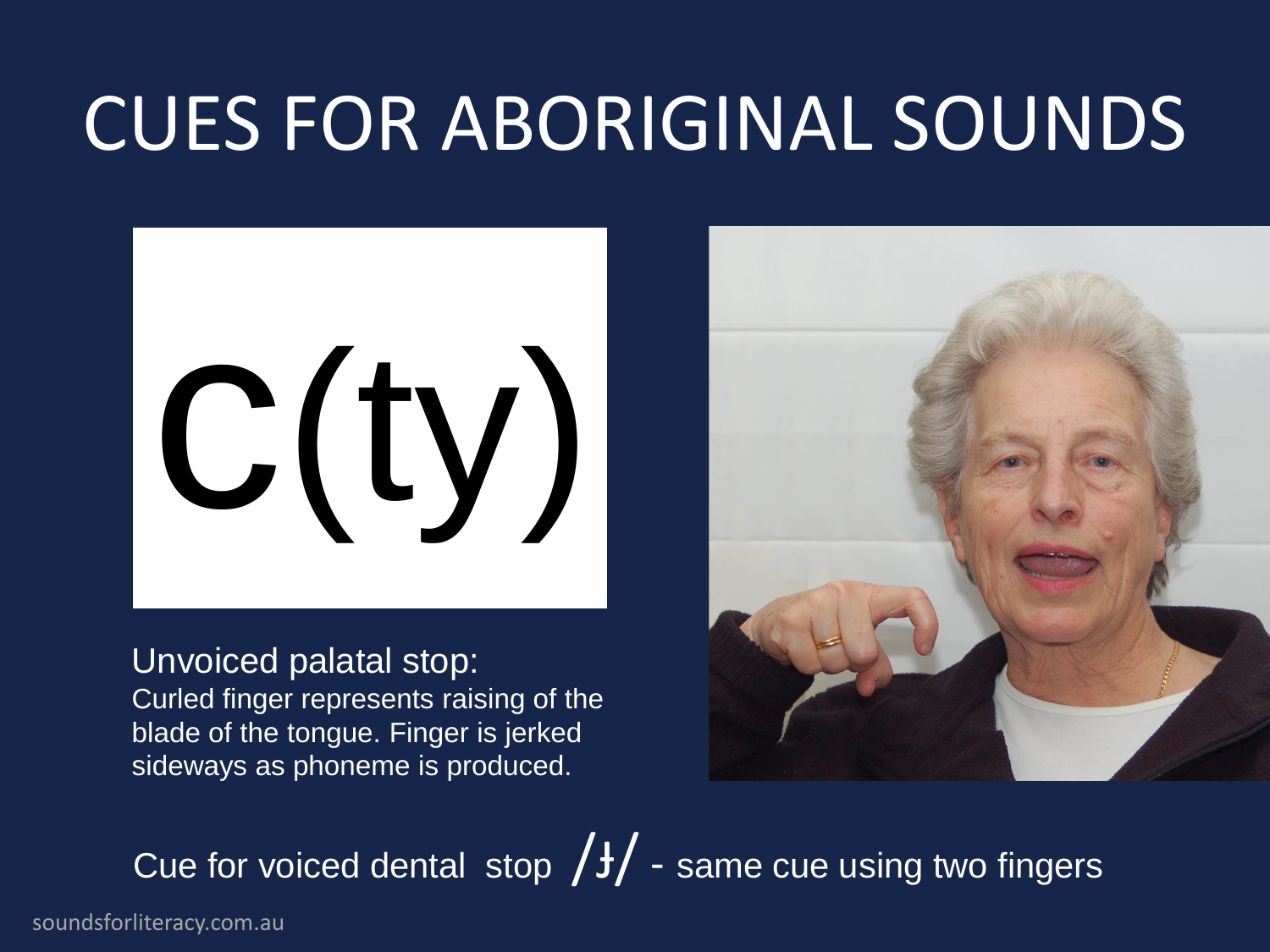# CUES FOR ABORIGINAL SOUNDS

c(ty)

Unvoiced palatal stop:
Curled finger represents raising of the blade of the tongue. Finger is jerked sideways as phoneme is produced.

Cue for voiced dental stop /ɟ/ - same cue using two fingers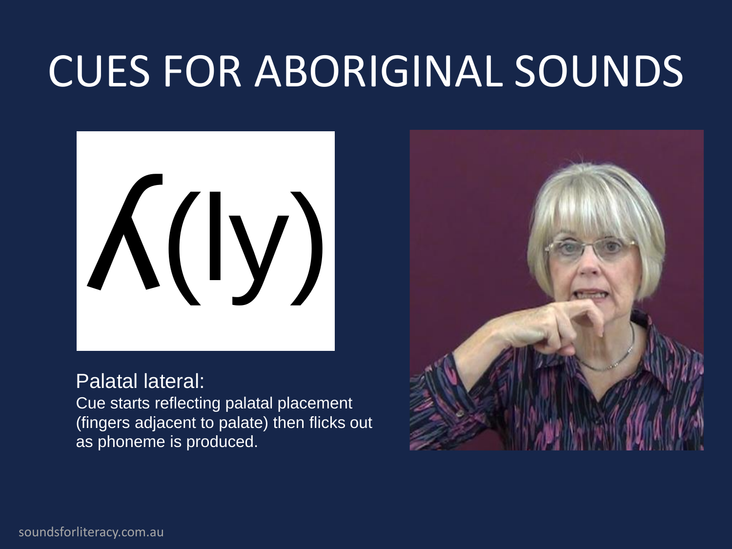# CUES FOR ABORIGINAL SOUNDS

ʎ(ly)

Palatal lateral:

Cue starts reflecting palatal placement (fingers adjacent to palate) then flicks out as phoneme is produced.

soundsforliteracy.com.au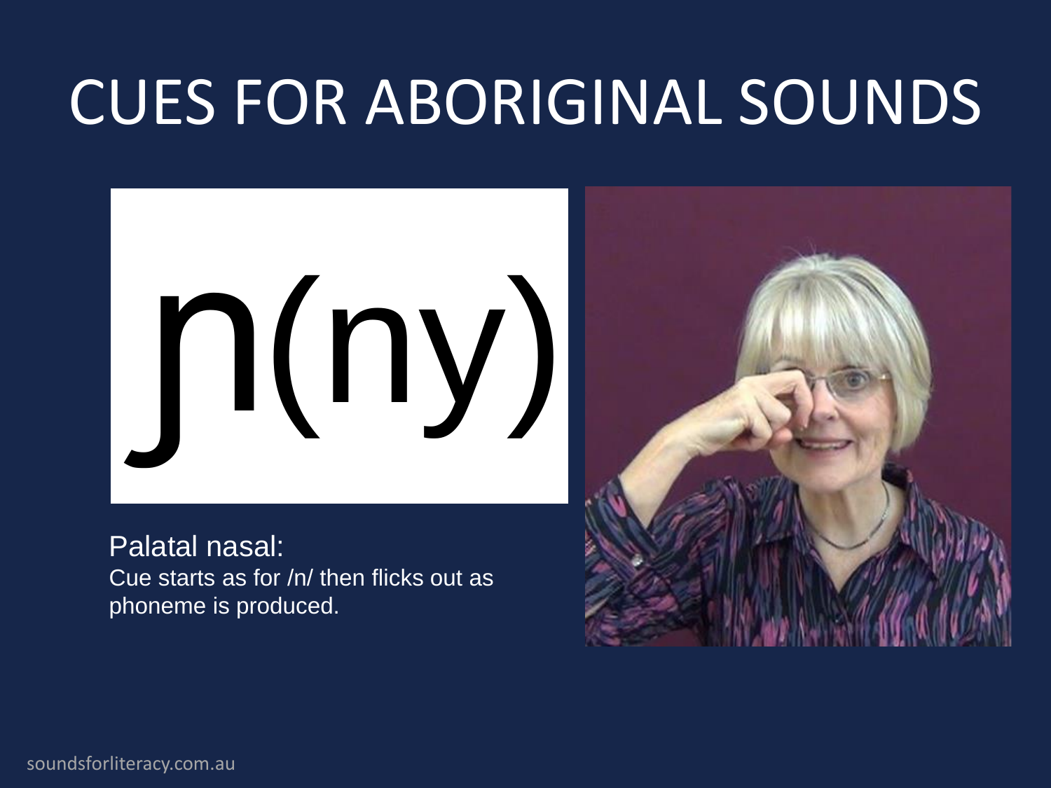# CUES FOR ABORIGINAL SOUNDS

ɲ(ny)

Palatal nasal:

Cue starts as for /n/ then flicks out as phoneme is produced.

soundsforliteracy.com.au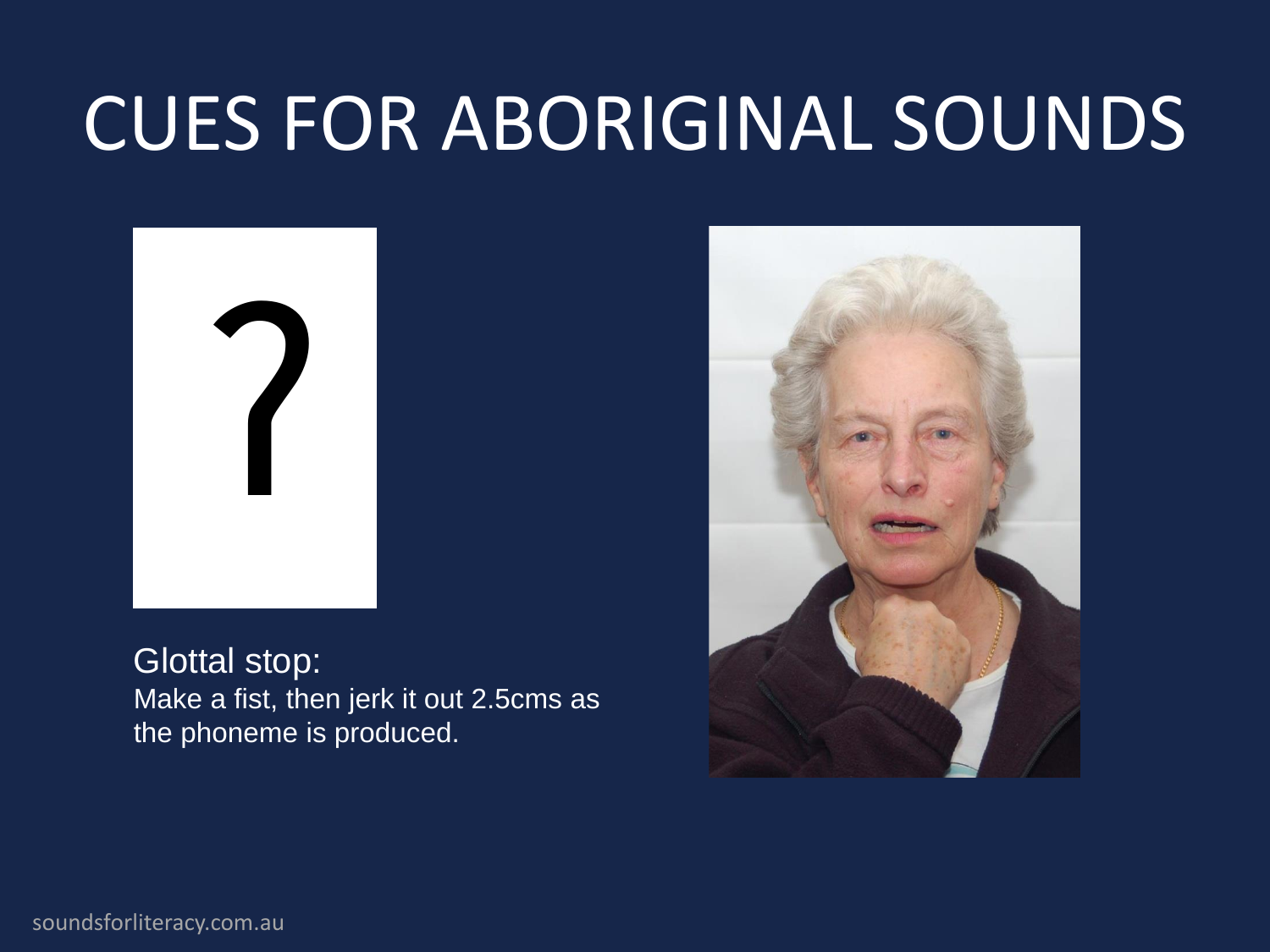# CUES FOR ABORIGINAL SOUNDS

ʔ

Glottal stop:
Make a fist, then jerk it out 2.5cms as the phoneme is produced.

soundsforliteracy.com.au